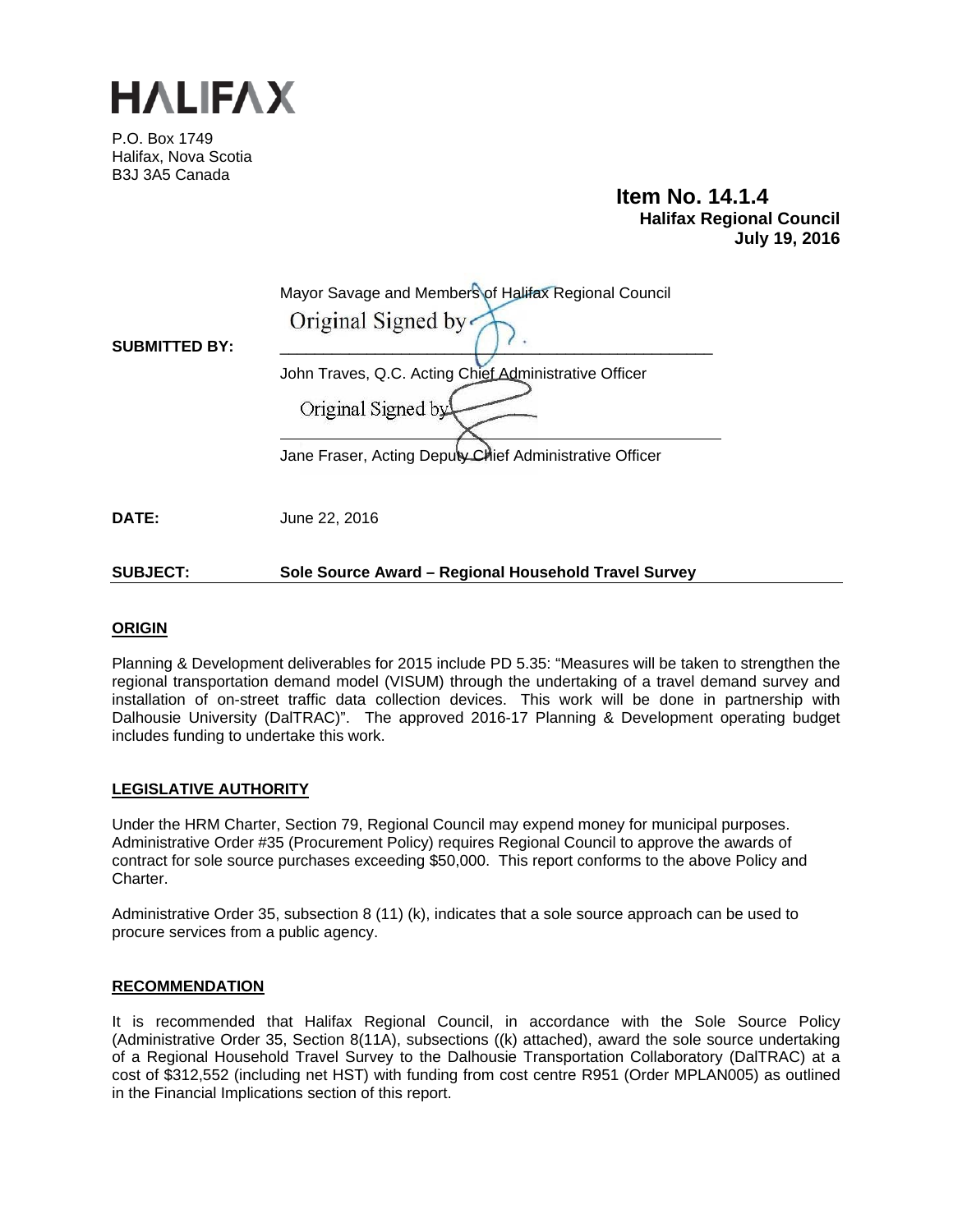# HALIFAX

P.O. Box 1749
Halifax, Nova Scotia
B3J 3A5 Canada

**Item No. 14.1.4**
**Halifax Regional Council**
**July 19, 2016**

**TO:** Mayor Savage and Members of Halifax Regional Council

Original Signed by

**SUBMITTED BY:** ____________________________________________

John Traves, Q.C. Acting Chief Administrative Officer

Original Signed by

____________________________________________

Jane Fraser, Acting Deputy Chief Administrative Officer

**DATE:** June 22, 2016

**SUBJECT:** **Sole Source Award – Regional Household Travel Survey**

## ORIGIN

Planning & Development deliverables for 2015 include PD 5.35: "Measures will be taken to strengthen the regional transportation demand model (VISUM) through the undertaking of a travel demand survey and installation of on-street traffic data collection devices. This work will be done in partnership with Dalhousie University (DalTRAC)". The approved 2016-17 Planning & Development operating budget includes funding to undertake this work.

## LEGISLATIVE AUTHORITY

Under the HRM Charter, Section 79, Regional Council may expend money for municipal purposes. Administrative Order #35 (Procurement Policy) requires Regional Council to approve the awards of contract for sole source purchases exceeding $50,000. This report conforms to the above Policy and Charter.

Administrative Order 35, subsection 8 (11) (k), indicates that a sole source approach can be used to procure services from a public agency.

## RECOMMENDATION

It is recommended that Halifax Regional Council, in accordance with the Sole Source Policy (Administrative Order 35, Section 8(11A), subsections ((k) attached), award the sole source undertaking of a Regional Household Travel Survey to the Dalhousie Transportation Collaboratory (DalTRAC) at a cost of $312,552 (including net HST) with funding from cost centre R951 (Order MPLAN005) as outlined in the Financial Implications section of this report.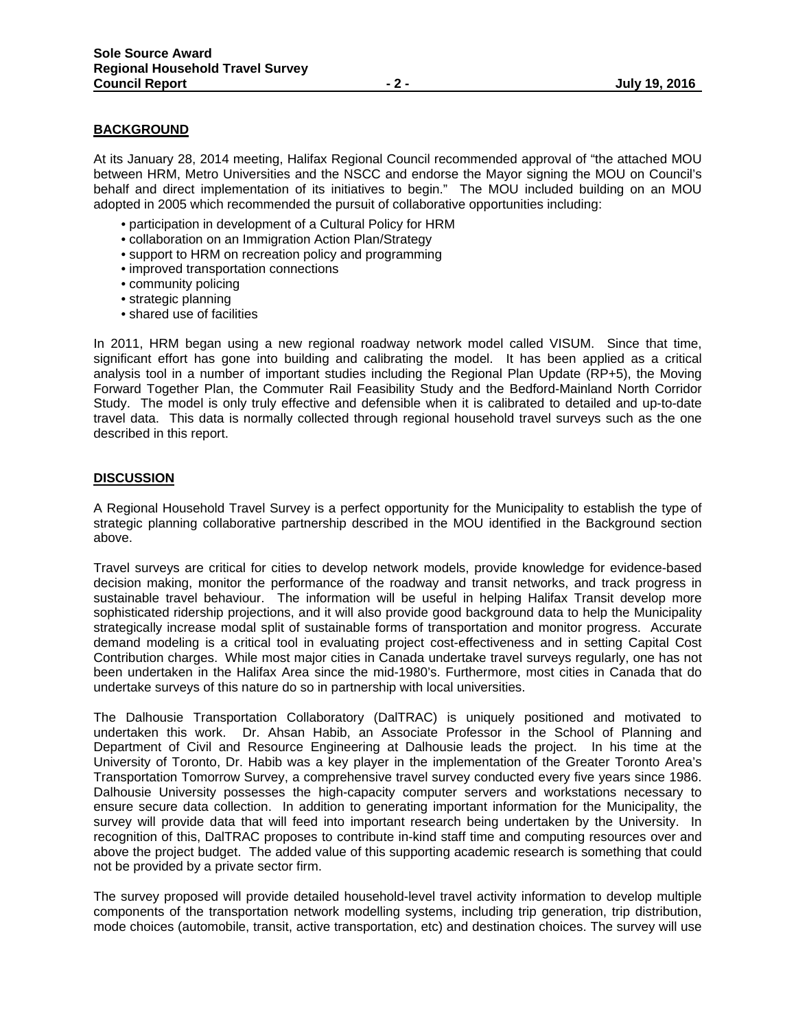## BACKGROUND

At its January 28, 2014 meeting, Halifax Regional Council recommended approval of "the attached MOU between HRM, Metro Universities and the NSCC and endorse the Mayor signing the MOU on Council's behalf and direct implementation of its initiatives to begin." The MOU included building on an MOU adopted in 2005 which recommended the pursuit of collaborative opportunities including:

- participation in development of a Cultural Policy for HRM
- collaboration on an Immigration Action Plan/Strategy
- support to HRM on recreation policy and programming
- improved transportation connections
- community policing
- strategic planning
- shared use of facilities

In 2011, HRM began using a new regional roadway network model called VISUM. Since that time, significant effort has gone into building and calibrating the model. It has been applied as a critical analysis tool in a number of important studies including the Regional Plan Update (RP+5), the Moving Forward Together Plan, the Commuter Rail Feasibility Study and the Bedford-Mainland North Corridor Study. The model is only truly effective and defensible when it is calibrated to detailed and up-to-date travel data. This data is normally collected through regional household travel surveys such as the one described in this report.

## DISCUSSION

A Regional Household Travel Survey is a perfect opportunity for the Municipality to establish the type of strategic planning collaborative partnership described in the MOU identified in the Background section above.

Travel surveys are critical for cities to develop network models, provide knowledge for evidence-based decision making, monitor the performance of the roadway and transit networks, and track progress in sustainable travel behaviour. The information will be useful in helping Halifax Transit develop more sophisticated ridership projections, and it will also provide good background data to help the Municipality strategically increase modal split of sustainable forms of transportation and monitor progress. Accurate demand modeling is a critical tool in evaluating project cost-effectiveness and in setting Capital Cost Contribution charges. While most major cities in Canada undertake travel surveys regularly, one has not been undertaken in the Halifax Area since the mid-1980's. Furthermore, most cities in Canada that do undertake surveys of this nature do so in partnership with local universities.

The Dalhousie Transportation Collaboratory (DalTRAC) is uniquely positioned and motivated to undertaken this work. Dr. Ahsan Habib, an Associate Professor in the School of Planning and Department of Civil and Resource Engineering at Dalhousie leads the project. In his time at the University of Toronto, Dr. Habib was a key player in the implementation of the Greater Toronto Area's Transportation Tomorrow Survey, a comprehensive travel survey conducted every five years since 1986. Dalhousie University possesses the high-capacity computer servers and workstations necessary to ensure secure data collection. In addition to generating important information for the Municipality, the survey will provide data that will feed into important research being undertaken by the University. In recognition of this, DalTRAC proposes to contribute in-kind staff time and computing resources over and above the project budget. The added value of this supporting academic research is something that could not be provided by a private sector firm.

The survey proposed will provide detailed household-level travel activity information to develop multiple components of the transportation network modelling systems, including trip generation, trip distribution, mode choices (automobile, transit, active transportation, etc) and destination choices. The survey will use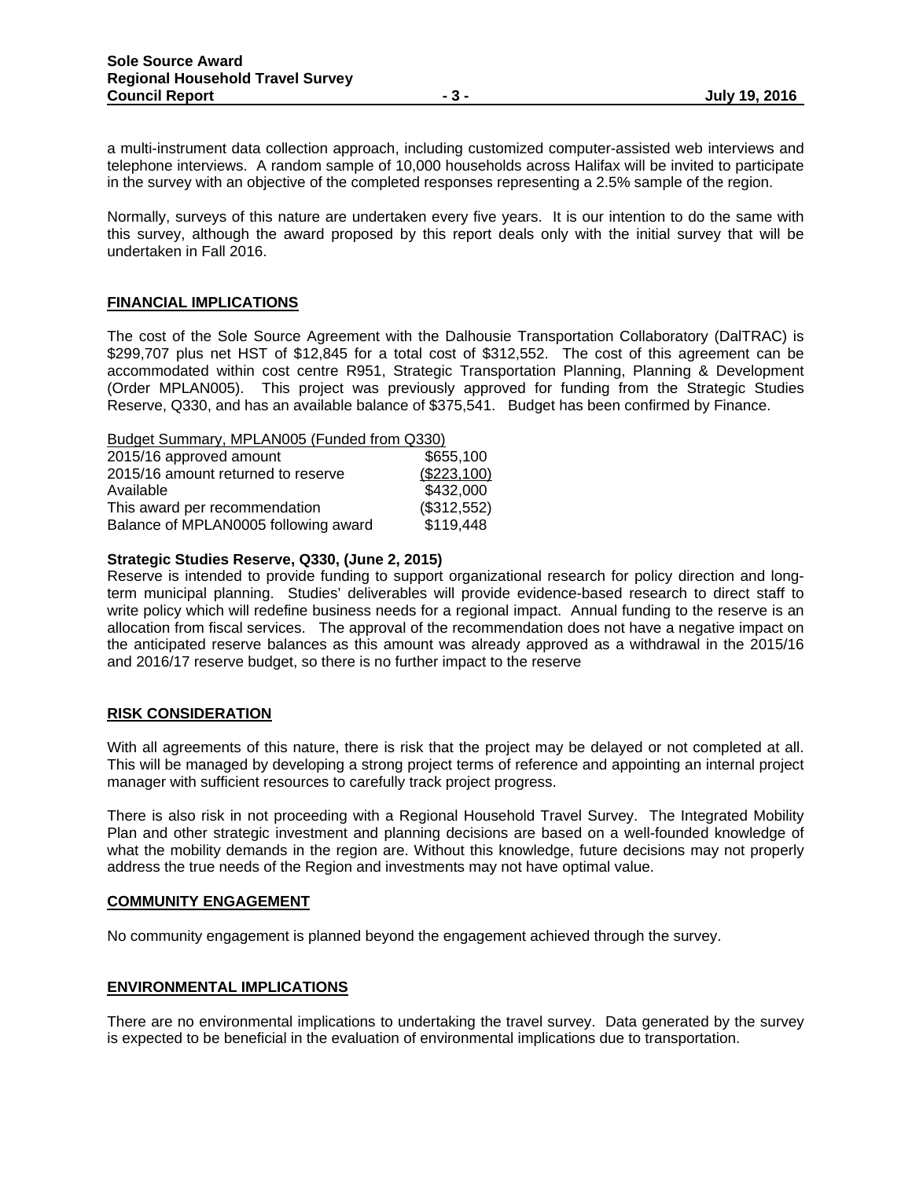a multi-instrument data collection approach, including customized computer-assisted web interviews and telephone interviews. A random sample of 10,000 households across Halifax will be invited to participate in the survey with an objective of the completed responses representing a 2.5% sample of the region.

Normally, surveys of this nature are undertaken every five years. It is our intention to do the same with this survey, although the award proposed by this report deals only with the initial survey that will be undertaken in Fall 2016.

## FINANCIAL IMPLICATIONS

The cost of the Sole Source Agreement with the Dalhousie Transportation Collaboratory (DalTRAC) is $299,707 plus net HST of $12,845 for a total cost of $312,552. The cost of this agreement can be accommodated within cost centre R951, Strategic Transportation Planning, Planning & Development (Order MPLAN005). This project was previously approved for funding from the Strategic Studies Reserve, Q330, and has an available balance of $375,541. Budget has been confirmed by Finance.

| Budget Summary, MPLAN005 (Funded from Q330) | |
|---|---|
| 2015/16 approved amount | $655,100 |
| 2015/16 amount returned to reserve | ($223,100) |
| Available | $432,000 |
| This award per recommendation | ($312,552) |
| Balance of MPLAN0005 following award | $119,448 |

**Strategic Studies Reserve, Q330, (June 2, 2015)**
Reserve is intended to provide funding to support organizational research for policy direction and long-term municipal planning. Studies' deliverables will provide evidence-based research to direct staff to write policy which will redefine business needs for a regional impact. Annual funding to the reserve is an allocation from fiscal services. The approval of the recommendation does not have a negative impact on the anticipated reserve balances as this amount was already approved as a withdrawal in the 2015/16 and 2016/17 reserve budget, so there is no further impact to the reserve

## RISK CONSIDERATION

With all agreements of this nature, there is risk that the project may be delayed or not completed at all. This will be managed by developing a strong project terms of reference and appointing an internal project manager with sufficient resources to carefully track project progress.

There is also risk in not proceeding with a Regional Household Travel Survey. The Integrated Mobility Plan and other strategic investment and planning decisions are based on a well-founded knowledge of what the mobility demands in the region are. Without this knowledge, future decisions may not properly address the true needs of the Region and investments may not have optimal value.

## COMMUNITY ENGAGEMENT

No community engagement is planned beyond the engagement achieved through the survey.

## ENVIRONMENTAL IMPLICATIONS

There are no environmental implications to undertaking the travel survey. Data generated by the survey is expected to be beneficial in the evaluation of environmental implications due to transportation.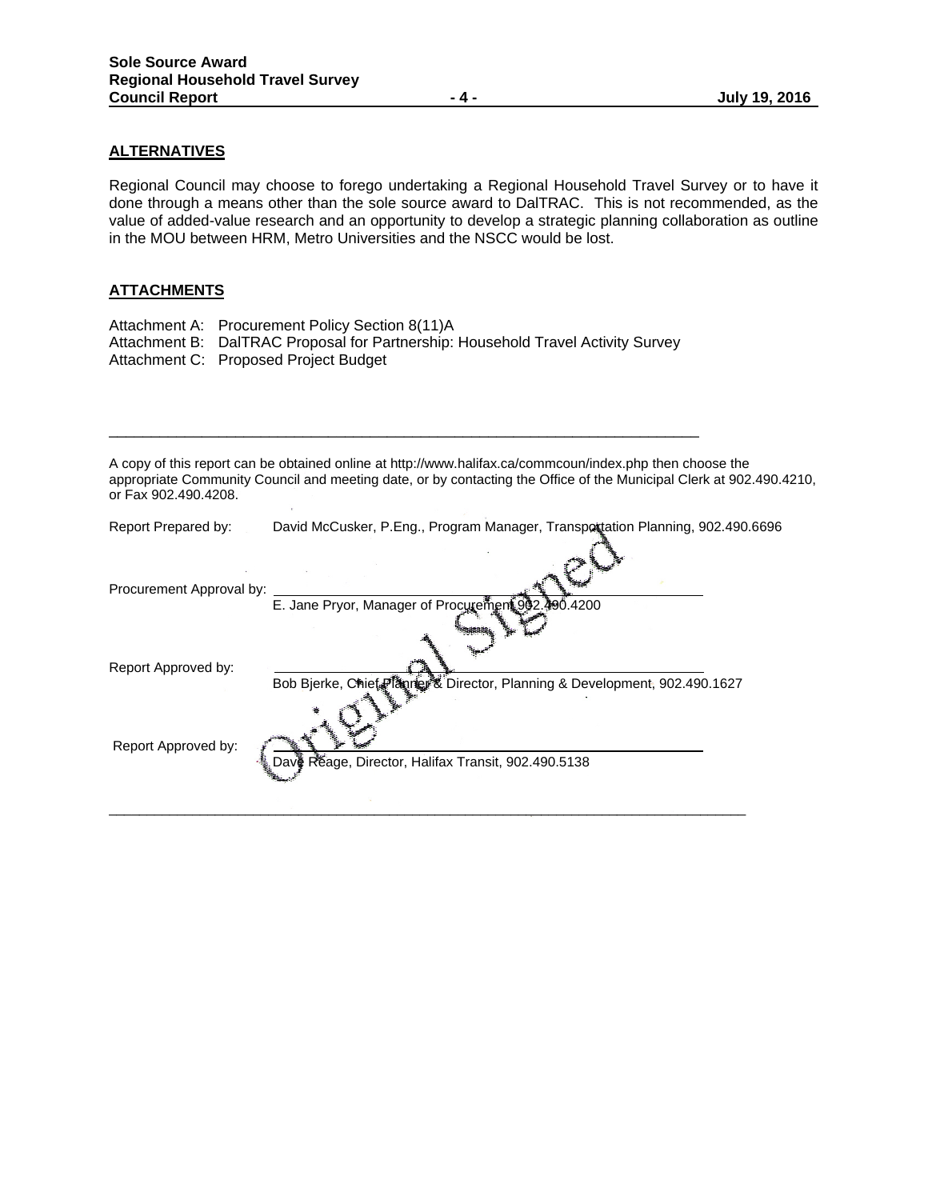## ALTERNATIVES

Regional Council may choose to forego undertaking a Regional Household Travel Survey or to have it done through a means other than the sole source award to DalTRAC. This is not recommended, as the value of added-value research and an opportunity to develop a strategic planning collaboration as outline in the MOU between HRM, Metro Universities and the NSCC would be lost.

## ATTACHMENTS

Attachment A: Procurement Policy Section 8(11)A
Attachment B: DalTRAC Proposal for Partnership: Household Travel Activity Survey
Attachment C: Proposed Project Budget

---

A copy of this report can be obtained online at http://www.halifax.ca/commcoun/index.php then choose the appropriate Community Council and meeting date, or by contacting the Office of the Municipal Clerk at 902.490.4210, or Fax 902.490.4208.

Report Prepared by: David McCusker, P.Eng., Program Manager, Transportation Planning, 902.490.6696

Procurement Approval by: ______________________
E. Jane Pryor, Manager of Procurement 902.490.4200

Original Signed

Report Approved by: ______________________
Bob Bjerke, Chief Planner & Director, Planning & Development, 902.490.1627

Report Approved by: ______________________
Dave Reage, Director, Halifax Transit, 902.490.5138

---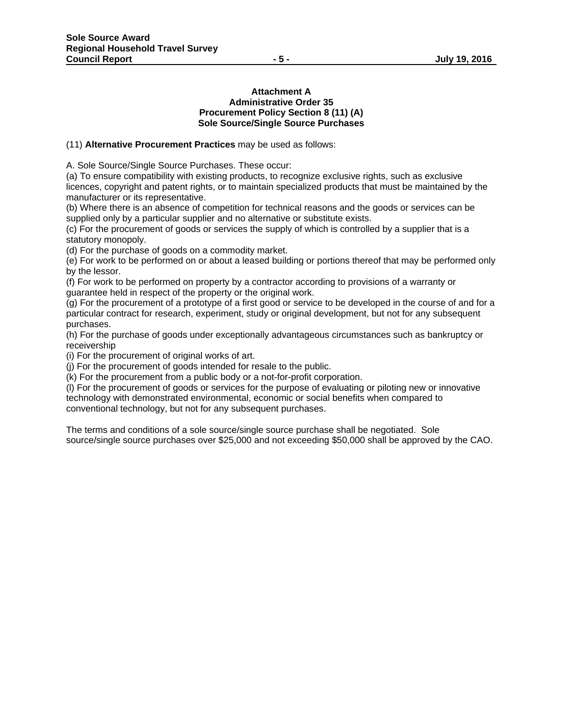## Attachment A
## Administrative Order 35
## Procurement Policy Section 8 (11) (A)
## Sole Source/Single Source Purchases

(11) **Alternative Procurement Practices** may be used as follows:

A. Sole Source/Single Source Purchases. These occur:

(a) To ensure compatibility with existing products, to recognize exclusive rights, such as exclusive licences, copyright and patent rights, or to maintain specialized products that must be maintained by the manufacturer or its representative.

(b) Where there is an absence of competition for technical reasons and the goods or services can be supplied only by a particular supplier and no alternative or substitute exists.

(c) For the procurement of goods or services the supply of which is controlled by a supplier that is a statutory monopoly.

(d) For the purchase of goods on a commodity market.

(e) For work to be performed on or about a leased building or portions thereof that may be performed only by the lessor.

(f) For work to be performed on property by a contractor according to provisions of a warranty or guarantee held in respect of the property or the original work.

(g) For the procurement of a prototype of a first good or service to be developed in the course of and for a particular contract for research, experiment, study or original development, but not for any subsequent purchases.

(h) For the purchase of goods under exceptionally advantageous circumstances such as bankruptcy or receivership

(i) For the procurement of original works of art.

(j) For the procurement of goods intended for resale to the public.

(k) For the procurement from a public body or a not-for-profit corporation.

(l) For the procurement of goods or services for the purpose of evaluating or piloting new or innovative technology with demonstrated environmental, economic or social benefits when compared to conventional technology, but not for any subsequent purchases.

The terms and conditions of a sole source/single source purchase shall be negotiated. Sole source/single source purchases over $25,000 and not exceeding $50,000 shall be approved by the CAO.